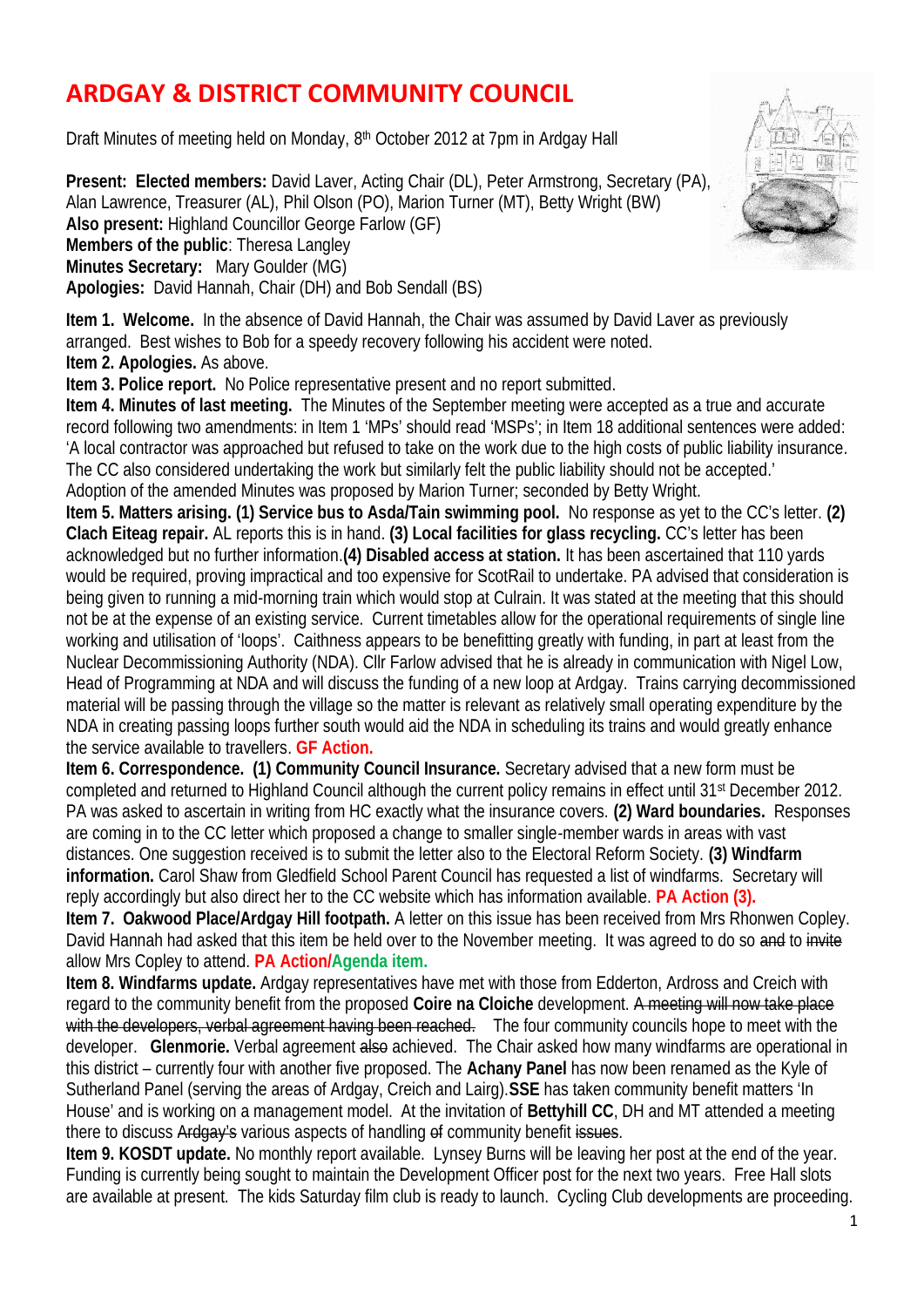# ARDGAY & DISTRICT COMMUNITY COUNCIL

Draft Minutes of meeting held on Monday, 8th October 2012 at 7pm in Ardgay Hall

**Present: Elected members:** David Laver, Acting Chair (DL), Peter Armstrong, Secretary (PA), Alan Lawrence, Treasurer (AL), Phil Olson (PO), Marion Turner (MT), Betty Wright (BW)
**Also present:** Highland Councillor George Farlow (GF)
**Members of the public**: Theresa Langley
**Minutes Secretary:** Mary Goulder (MG)
**Apologies:** David Hannah, Chair (DH) and Bob Sendall (BS)

**Item 1. Welcome.** In the absence of David Hannah, the Chair was assumed by David Laver as previously arranged. Best wishes to Bob for a speedy recovery following his accident were noted.
**Item 2. Apologies.** As above.
**Item 3. Police report.** No Police representative present and no report submitted.
**Item 4. Minutes of last meeting.** The Minutes of the September meeting were accepted as a true and accurate record following two amendments: in Item 1 'MPs' should read 'MSPs'; in Item 18 additional sentences were added: 'A local contractor was approached but refused to take on the work due to the high costs of public liability insurance. The CC also considered undertaking the work but similarly felt the public liability should not be accepted.' Adoption of the amended Minutes was proposed by Marion Turner; seconded by Betty Wright.
**Item 5. Matters arising. (1) Service bus to Asda/Tain swimming pool.** No response as yet to the CC's letter. **(2) Clach Eiteag repair.** AL reports this is in hand. **(3) Local facilities for glass recycling.** CC's letter has been acknowledged but no further information.**(4) Disabled access at station.** It has been ascertained that 110 yards would be required, proving impractical and too expensive for ScotRail to undertake. PA advised that consideration is being given to running a mid-morning train which would stop at Culrain. It was stated at the meeting that this should not be at the expense of an existing service. Current timetables allow for the operational requirements of single line working and utilisation of 'loops'. Caithness appears to be benefitting greatly with funding, in part at least from the Nuclear Decommissioning Authority (NDA). Cllr Farlow advised that he is already in communication with Nigel Low, Head of Programming at NDA and will discuss the funding of a new loop at Ardgay. Trains carrying decommissioned material will be passing through the village so the matter is relevant as relatively small operating expenditure by the NDA in creating passing loops further south would aid the NDA in scheduling its trains and would greatly enhance the service available to travellers. **GF Action.**
**Item 6. Correspondence. (1) Community Council Insurance.** Secretary advised that a new form must be completed and returned to Highland Council although the current policy remains in effect until 31st December 2012. PA was asked to ascertain in writing from HC exactly what the insurance covers. **(2) Ward boundaries.** Responses are coming in to the CC letter which proposed a change to smaller single-member wards in areas with vast distances. One suggestion received is to submit the letter also to the Electoral Reform Society. **(3) Windfarm information.** Carol Shaw from Gledfield School Parent Council has requested a list of windfarms. Secretary will reply accordingly but also direct her to the CC website which has information available. **PA Action (3).**
**Item 7. Oakwood Place/Ardgay Hill footpath.** A letter on this issue has been received from Mrs Rhonwen Copley. David Hannah had asked that this item be held over to the November meeting. It was agreed to do so ~~and~~ to ~~invite~~ allow Mrs Copley to attend. **PA Action/Agenda item.**
**Item 8. Windfarms update.** Ardgay representatives have met with those from Edderton, Ardross and Creich with regard to the community benefit from the proposed **Coire na Cloiche** development. ~~A meeting will now take place with the developers, verbal agreement having been reached.~~ The four community councils hope to meet with the developer. **Glenmorie.** Verbal agreement ~~also~~ achieved. The Chair asked how many windfarms are operational in this district – currently four with another five proposed. The **Achany Panel** has now been renamed as the Kyle of Sutherland Panel (serving the areas of Ardgay, Creich and Lairg).**SSE** has taken community benefit matters 'In House' and is working on a management model. At the invitation of **Bettyhill CC**, DH and MT attended a meeting there to discuss ~~Ardgay's~~ various aspects of handling ~~of~~ community benefit ~~issues~~.
**Item 9. KOSDT update.** No monthly report available. Lynsey Burns will be leaving her post at the end of the year. Funding is currently being sought to maintain the Development Officer post for the next two years. Free Hall slots are available at present. The kids Saturday film club is ready to launch. Cycling Club developments are proceeding.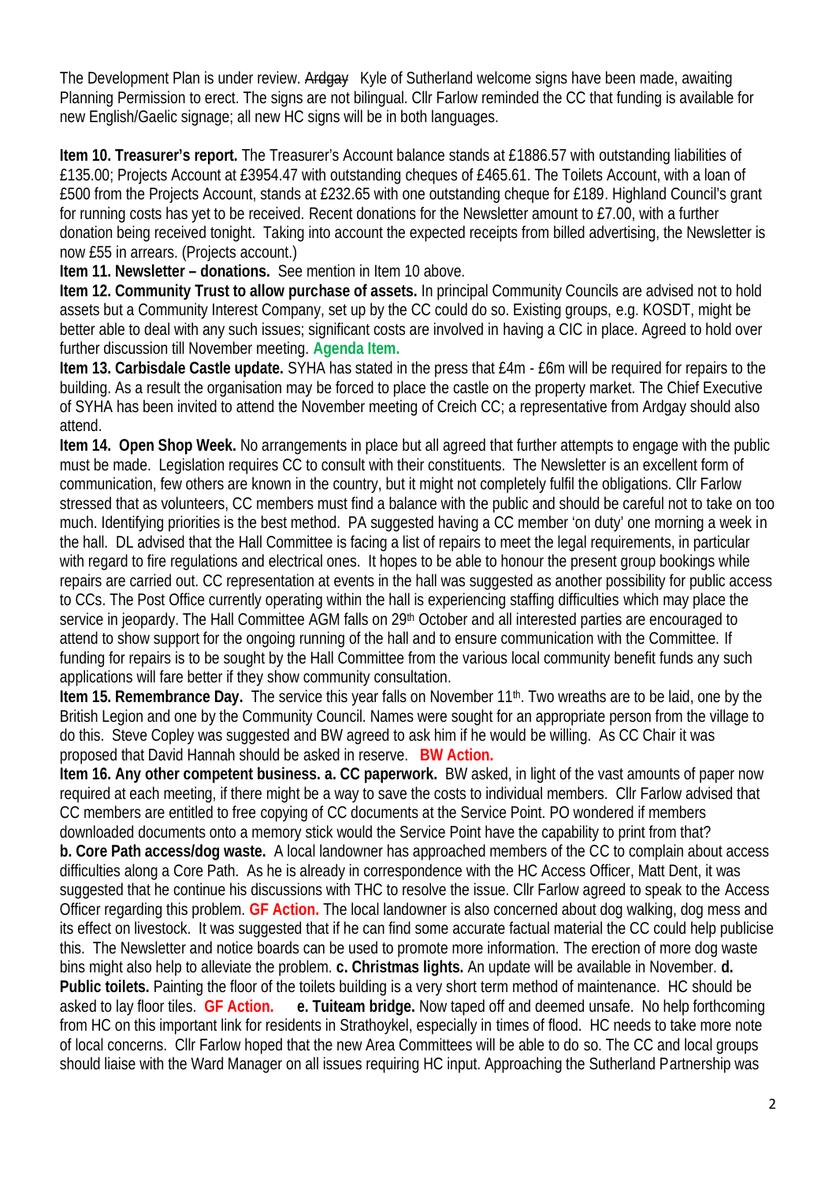The Development Plan is under review. ~~Ardgay~~ Kyle of Sutherland welcome signs have been made, awaiting Planning Permission to erect. The signs are not bilingual. Cllr Farlow reminded the CC that funding is available for new English/Gaelic signage; all new HC signs will be in both languages.

**Item 10. Treasurer's report.** The Treasurer's Account balance stands at £1886.57 with outstanding liabilities of £135.00; Projects Account at £3954.47 with outstanding cheques of £465.61. The Toilets Account, with a loan of £500 from the Projects Account, stands at £232.65 with one outstanding cheque for £189. Highland Council's grant for running costs has yet to be received. Recent donations for the Newsletter amount to £7.00, with a further donation being received tonight. Taking into account the expected receipts from billed advertising, the Newsletter is now £55 in arrears. (Projects account.)

**Item 11. Newsletter – donations.** See mention in Item 10 above.

**Item 12. Community Trust to allow purchase of assets.** In principal Community Councils are advised not to hold assets but a Community Interest Company, set up by the CC could do so. Existing groups, e.g. KOSDT, might be better able to deal with any such issues; significant costs are involved in having a CIC in place. Agreed to hold over further discussion till November meeting. **Agenda Item.**

**Item 13. Carbisdale Castle update.** SYHA has stated in the press that £4m - £6m will be required for repairs to the building. As a result the organisation may be forced to place the castle on the property market. The Chief Executive of SYHA has been invited to attend the November meeting of Creich CC; a representative from Ardgay should also attend.

**Item 14. Open Shop Week.** No arrangements in place but all agreed that further attempts to engage with the public must be made. Legislation requires CC to consult with their constituents. The Newsletter is an excellent form of communication, few others are known in the country, but it might not completely fulfil the obligations. Cllr Farlow stressed that as volunteers, CC members must find a balance with the public and should be careful not to take on too much. Identifying priorities is the best method. PA suggested having a CC member 'on duty' one morning a week in the hall. DL advised that the Hall Committee is facing a list of repairs to meet the legal requirements, in particular with regard to fire regulations and electrical ones. It hopes to be able to honour the present group bookings while repairs are carried out. CC representation at events in the hall was suggested as another possibility for public access to CCs. The Post Office currently operating within the hall is experiencing staffing difficulties which may place the service in jeopardy. The Hall Committee AGM falls on 29th October and all interested parties are encouraged to attend to show support for the ongoing running of the hall and to ensure communication with the Committee. If funding for repairs is to be sought by the Hall Committee from the various local community benefit funds any such applications will fare better if they show community consultation.

**Item 15. Remembrance Day.** The service this year falls on November 11th. Two wreaths are to be laid, one by the British Legion and one by the Community Council. Names were sought for an appropriate person from the village to do this. Steve Copley was suggested and BW agreed to ask him if he would be willing. As CC Chair it was proposed that David Hannah should be asked in reserve. **BW Action.**

**Item 16. Any other competent business. a. CC paperwork.** BW asked, in light of the vast amounts of paper now required at each meeting, if there might be a way to save the costs to individual members. Cllr Farlow advised that CC members are entitled to free copying of CC documents at the Service Point. PO wondered if members downloaded documents onto a memory stick would the Service Point have the capability to print from that?

**b. Core Path access/dog waste.** A local landowner has approached members of the CC to complain about access difficulties along a Core Path. As he is already in correspondence with the HC Access Officer, Matt Dent, it was suggested that he continue his discussions with THC to resolve the issue. Cllr Farlow agreed to speak to the Access Officer regarding this problem. **GF Action.** The local landowner is also concerned about dog walking, dog mess and its effect on livestock. It was suggested that if he can find some accurate factual material the CC could help publicise this. The Newsletter and notice boards can be used to promote more information. The erection of more dog waste bins might also help to alleviate the problem. **c. Christmas lights.** An update will be available in November. **d. Public toilets.** Painting the floor of the toilets building is a very short term method of maintenance. HC should be asked to lay floor tiles. **GF Action.** **e. Tuiteam bridge.** Now taped off and deemed unsafe. No help forthcoming from HC on this important link for residents in Strathoykel, especially in times of flood. HC needs to take more note of local concerns. Cllr Farlow hoped that the new Area Committees will be able to do so. The CC and local groups should liaise with the Ward Manager on all issues requiring HC input. Approaching the Sutherland Partnership was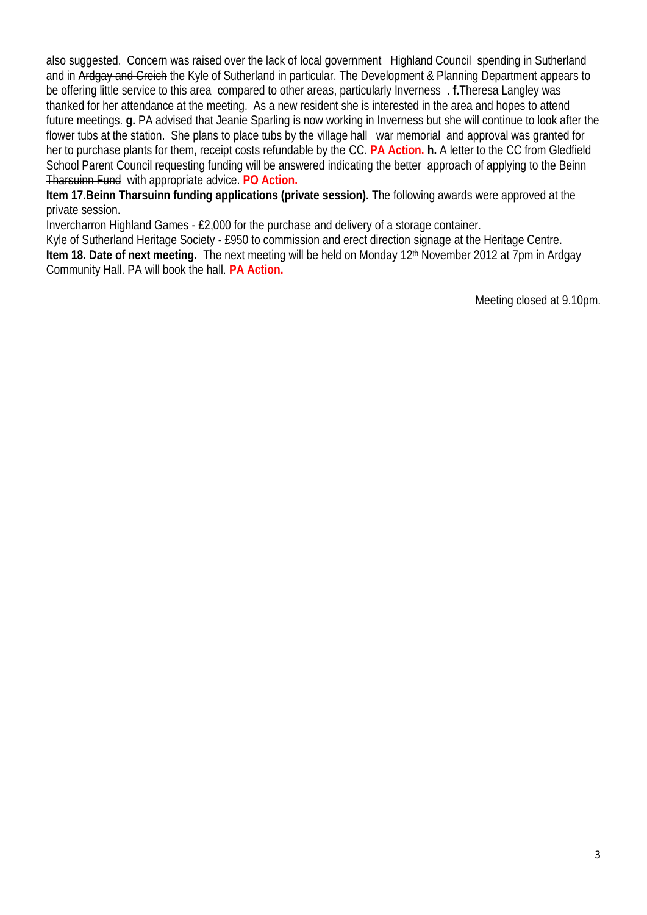also suggested. Concern was raised over the lack of ~~local government~~ Highland Council spending in Sutherland and in ~~Ardgay and Creich~~ the Kyle of Sutherland in particular. The Development & Planning Department appears to be offering little service to this area compared to other areas, particularly Inverness . **f.** Theresa Langley was thanked for her attendance at the meeting. As a new resident she is interested in the area and hopes to attend future meetings. **g.** PA advised that Jeanie Sparling is now working in Inverness but she will continue to look after the flower tubs at the station. She plans to place tubs by the ~~village hall~~ war memorial and approval was granted for her to purchase plants for them, receipt costs refundable by the CC. **PA Action.** **h.** A letter to the CC from Gledfield School Parent Council requesting funding will be answered ~~indicating the better approach of applying to the Beinn Tharsuinn Fund~~ with appropriate advice. **PO Action.**

**Item 17.Beinn Tharsuinn funding applications (private session).** The following awards were approved at the private session.

Invercharron Highland Games - £2,000 for the purchase and delivery of a storage container.

Kyle of Sutherland Heritage Society - £950 to commission and erect direction signage at the Heritage Centre.

**Item 18. Date of next meeting.** The next meeting will be held on Monday 12th November 2012 at 7pm in Ardgay Community Hall. PA will book the hall. **PA Action.**

Meeting closed at 9.10pm.